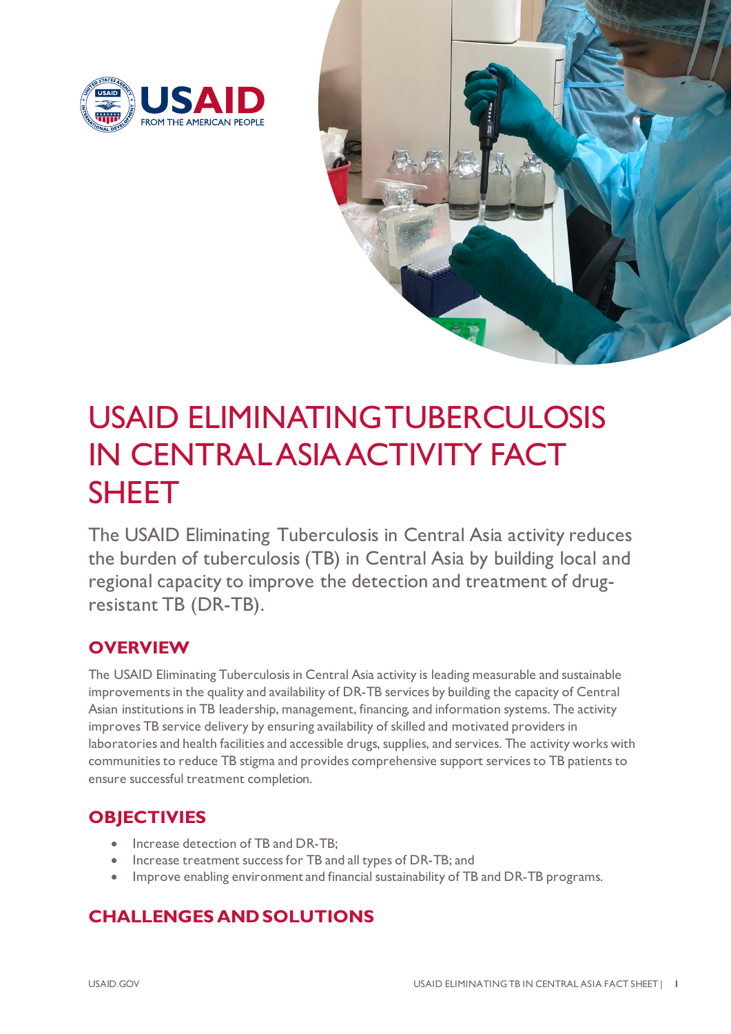# USAID ELIMINATING TUBERCULOSIS IN CENTRAL ASIA ACTIVITY FACT SHEET

The USAID Eliminating Tuberculosis in Central Asia activity reduces the burden of tuberculosis (TB) in Central Asia by building local and regional capacity to improve the detection and treatment of drug-resistant TB (DR-TB).

## OVERVIEW

The USAID Eliminating Tuberculosis in Central Asia activity is leading measurable and sustainable improvements in the quality and availability of DR-TB services by building the capacity of Central Asian institutions in TB leadership, management, financing, and information systems. The activity improves TB service delivery by ensuring availability of skilled and motivated providers in laboratories and health facilities and accessible drugs, supplies, and services. The activity works with communities to reduce TB stigma and provides comprehensive support services to TB patients to ensure successful treatment completion.

## OBJECTIVES

- Increase detection of TB and DR-TB;
- Increase treatment success for TB and all types of DR-TB; and
- Improve enabling environment and financial sustainability of TB and DR-TB programs.

## CHALLENGES AND SOLUTIONS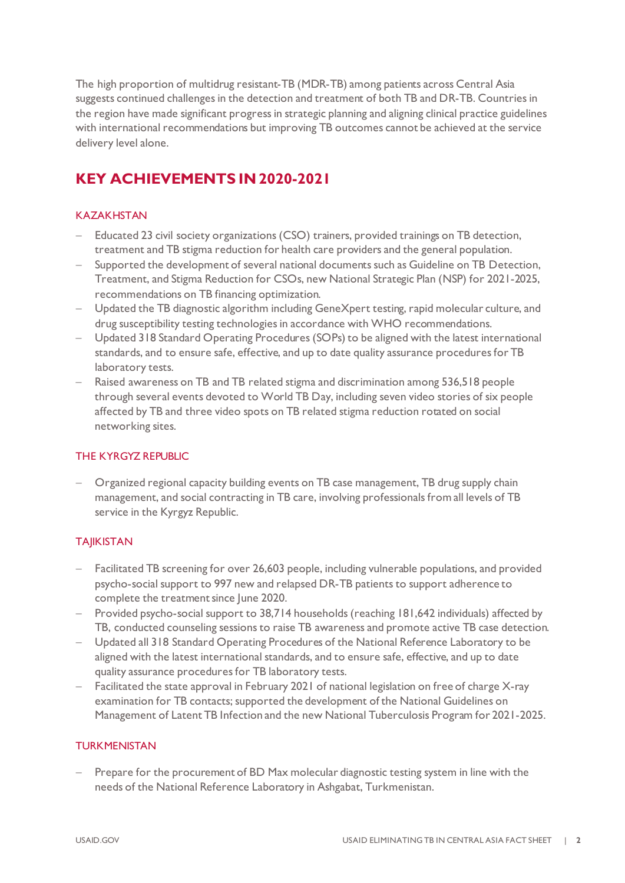The high proportion of multidrug resistant-TB (MDR-TB) among patients across Central Asia suggests continued challenges in the detection and treatment of both TB and DR-TB. Countries in the region have made significant progress in strategic planning and aligning clinical practice guidelines with international recommendations but improving TB outcomes cannot be achieved at the service delivery level alone.

## KEY ACHIEVEMENTS IN 2020-2021

### KAZAKHSTAN

- Educated 23 civil society organizations (CSO) trainers, provided trainings on TB detection, treatment and TB stigma reduction for health care providers and the general population.
- Supported the development of several national documents such as Guideline on TB Detection, Treatment, and Stigma Reduction for CSOs, new National Strategic Plan (NSP) for 2021-2025, recommendations on TB financing optimization.
- Updated the TB diagnostic algorithm including GeneXpert testing, rapid molecular culture, and drug susceptibility testing technologies in accordance with WHO recommendations.
- Updated 318 Standard Operating Procedures (SOPs) to be aligned with the latest international standards, and to ensure safe, effective, and up to date quality assurance procedures for TB laboratory tests.
- Raised awareness on TB and TB related stigma and discrimination among 536,518 people through several events devoted to World TB Day, including seven video stories of six people affected by TB and three video spots on TB related stigma reduction rotated on social networking sites.

### THE KYRGYZ REPUBLIC

- Organized regional capacity building events on TB case management, TB drug supply chain management, and social contracting in TB care, involving professionals from all levels of TB service in the Kyrgyz Republic.

### TAJIKISTAN

- Facilitated TB screening for over 26,603 people, including vulnerable populations, and provided psycho-social support to 997 new and relapsed DR-TB patients to support adherence to complete the treatment since June 2020.
- Provided psycho-social support to 38,714 households (reaching 181,642 individuals) affected by TB, conducted counseling sessions to raise TB awareness and promote active TB case detection.
- Updated all 318 Standard Operating Procedures of the National Reference Laboratory to be aligned with the latest international standards, and to ensure safe, effective, and up to date quality assurance procedures for TB laboratory tests.
- Facilitated the state approval in February 2021 of national legislation on free of charge X-ray examination for TB contacts; supported the development of the National Guidelines on Management of Latent TB Infection and the new National Tuberculosis Program for 2021-2025.

### TURKMENISTAN

- Prepare for the procurement of BD Max molecular diagnostic testing system in line with the needs of the National Reference Laboratory in Ashgabat, Turkmenistan.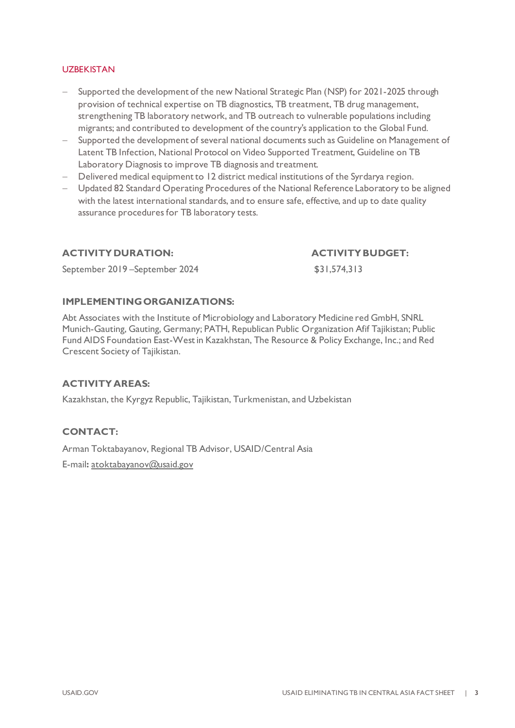UZBEKISTAN

- Supported the development of the new National Strategic Plan (NSP) for 2021-2025 through provision of technical expertise on TB diagnostics, TB treatment, TB drug management, strengthening TB laboratory network, and TB outreach to vulnerable populations including migrants; and contributed to development of the country's application to the Global Fund.
- Supported the development of several national documents such as Guideline on Management of Latent TB Infection, National Protocol on Video Supported Treatment, Guideline on TB Laboratory Diagnosis to improve TB diagnosis and treatment.
- Delivered medical equipment to 12 district medical institutions of the Syrdarya region.
- Updated 82 Standard Operating Procedures of the National Reference Laboratory to be aligned with the latest international standards, and to ensure safe, effective, and up to date quality assurance procedures for TB laboratory tests.

**ACTIVITY DURATION:**

September 2019 –September 2024

**ACTIVITY BUDGET:**

$31,574,313

**IMPLEMENTING ORGANIZATIONS:**

Abt Associates with the Institute of Microbiology and Laboratory Medicine red GmbH, SNRL Munich-Gauting, Gauting, Germany; PATH, Republican Public Organization Afif Tajikistan; Public Fund AIDS Foundation East-West in Kazakhstan, The Resource & Policy Exchange, Inc.; and Red Crescent Society of Tajikistan.

**ACTIVITY AREAS:**

Kazakhstan, the Kyrgyz Republic, Tajikistan, Turkmenistan, and Uzbekistan

**CONTACT:**

Arman Toktabayanov, Regional TB Advisor, USAID/Central Asia

E-mail**:** atoktabayanov@usaid.gov